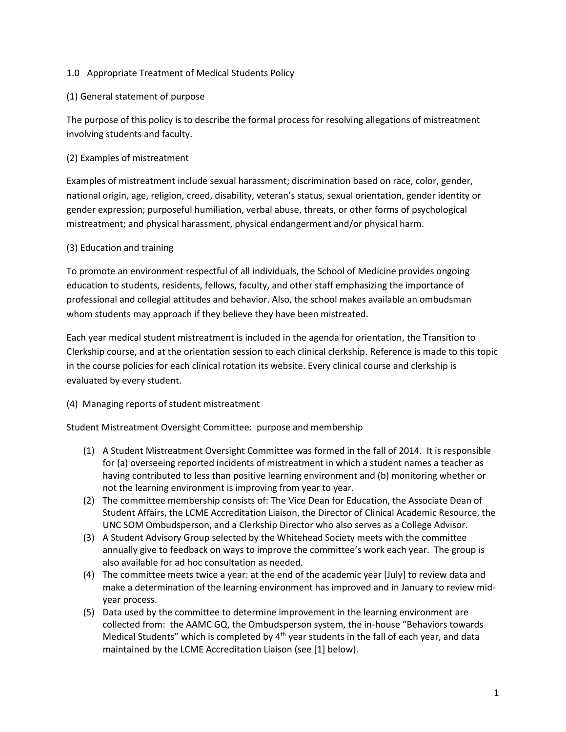## 1.0 Appropriate Treatment of Medical Students Policy

### (1) General statement of purpose

The purpose of this policy is to describe the formal process for resolving allegations of mistreatment involving students and faculty.

### (2) Examples of mistreatment

Examples of mistreatment include sexual harassment; discrimination based on race, color, gender, national origin, age, religion, creed, disability, veteran's status, sexual orientation, gender identity or gender expression; purposeful humiliation, verbal abuse, threats, or other forms of psychological mistreatment; and physical harassment, physical endangerment and/or physical harm.

### (3) Education and training

To promote an environment respectful of all individuals, the School of Medicine provides ongoing education to students, residents, fellows, faculty, and other staff emphasizing the importance of professional and collegial attitudes and behavior. Also, the school makes available an ombudsman whom students may approach if they believe they have been mistreated.

Each year medical student mistreatment is included in the agenda for orientation, the Transition to Clerkship course, and at the orientation session to each clinical clerkship. Reference is made to this topic in the course policies for each clinical rotation its website. Every clinical course and clerkship is evaluated by every student.

### (4) Managing reports of student mistreatment

Student Mistreatment Oversight Committee: purpose and membership

(1) A Student Mistreatment Oversight Committee was formed in the fall of 2014. It is responsible for (a) overseeing reported incidents of mistreatment in which a student names a teacher as having contributed to less than positive learning environment and (b) monitoring whether or not the learning environment is improving from year to year.

(2) The committee membership consists of: The Vice Dean for Education, the Associate Dean of Student Affairs, the LCME Accreditation Liaison, the Director of Clinical Academic Resource, the UNC SOM Ombudsperson, and a Clerkship Director who also serves as a College Advisor.

(3) A Student Advisory Group selected by the Whitehead Society meets with the committee annually give to feedback on ways to improve the committee's work each year. The group is also available for ad hoc consultation as needed.

(4) The committee meets twice a year: at the end of the academic year [July] to review data and make a determination of the learning environment has improved and in January to review mid-year process.

(5) Data used by the committee to determine improvement in the learning environment are collected from: the AAMC GQ, the Ombudsperson system, the in-house "Behaviors towards Medical Students" which is completed by 4th year students in the fall of each year, and data maintained by the LCME Accreditation Liaison (see [1] below).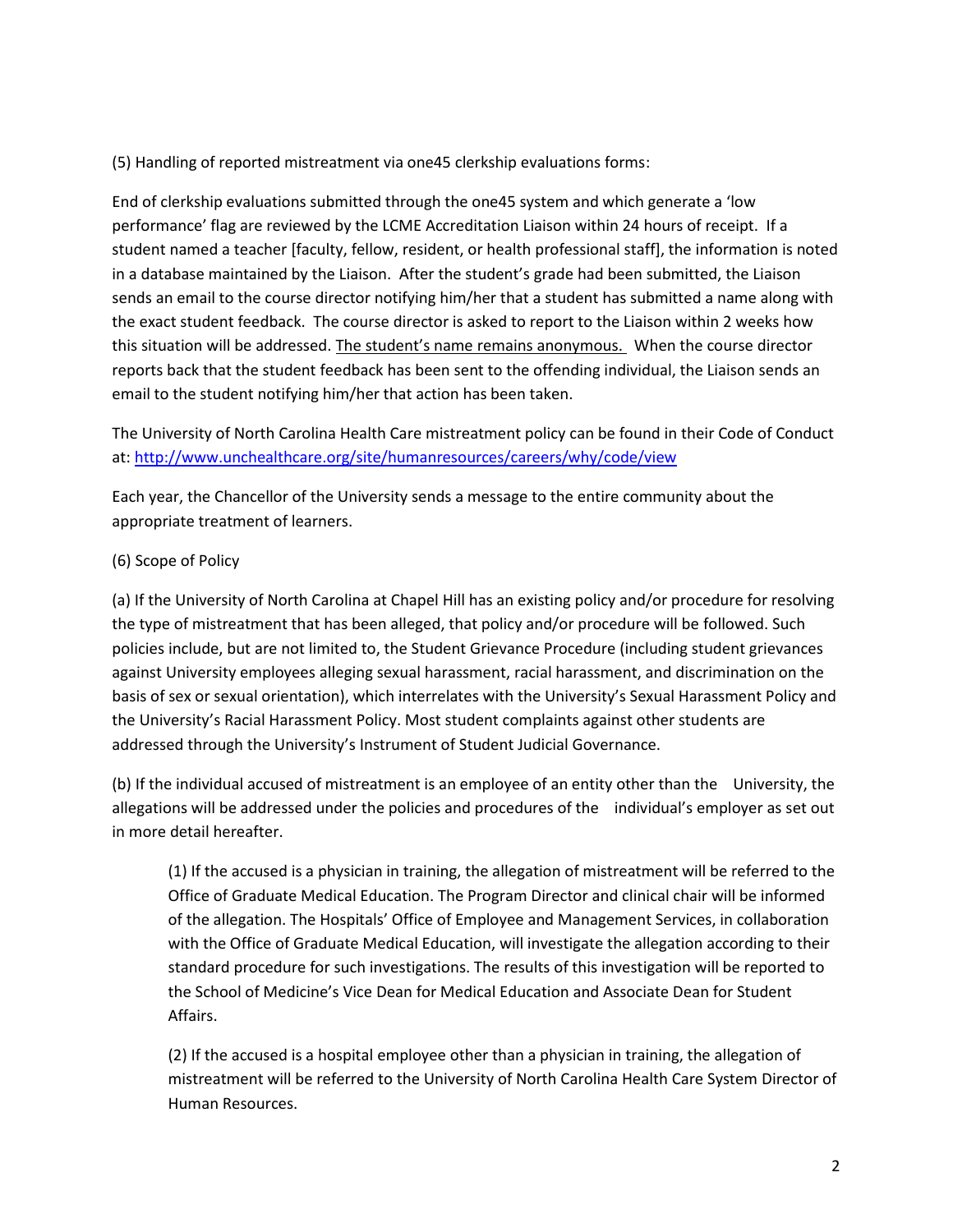(5) Handling of reported mistreatment via one45 clerkship evaluations forms:

End of clerkship evaluations submitted through the one45 system and which generate a 'low performance' flag are reviewed by the LCME Accreditation Liaison within 24 hours of receipt. If a student named a teacher [faculty, fellow, resident, or health professional staff], the information is noted in a database maintained by the Liaison. After the student's grade had been submitted, the Liaison sends an email to the course director notifying him/her that a student has submitted a name along with the exact student feedback. The course director is asked to report to the Liaison within 2 weeks how this situation will be addressed. <u>The student's name remains anonymous.</u> When the course director reports back that the student feedback has been sent to the offending individual, the Liaison sends an email to the student notifying him/her that action has been taken.

The University of North Carolina Health Care mistreatment policy can be found in their Code of Conduct at: [http://www.unchealthcare.org/site/humanresources/careers/why/code/view](http://www.unchealthcare.org/site/humanresources/careers/why/code/view)

Each year, the Chancellor of the University sends a message to the entire community about the appropriate treatment of learners.

(6) Scope of Policy

(a) If the University of North Carolina at Chapel Hill has an existing policy and/or procedure for resolving the type of mistreatment that has been alleged, that policy and/or procedure will be followed. Such policies include, but are not limited to, the Student Grievance Procedure (including student grievances against University employees alleging sexual harassment, racial harassment, and discrimination on the basis of sex or sexual orientation), which interrelates with the University's Sexual Harassment Policy and the University's Racial Harassment Policy. Most student complaints against other students are addressed through the University's Instrument of Student Judicial Governance.

(b) If the individual accused of mistreatment is an employee of an entity other than the University, the allegations will be addressed under the policies and procedures of the individual's employer as set out in more detail hereafter.

> (1) If the accused is a physician in training, the allegation of mistreatment will be referred to the Office of Graduate Medical Education. The Program Director and clinical chair will be informed of the allegation. The Hospitals' Office of Employee and Management Services, in collaboration with the Office of Graduate Medical Education, will investigate the allegation according to their standard procedure for such investigations. The results of this investigation will be reported to the School of Medicine's Vice Dean for Medical Education and Associate Dean for Student Affairs.
>
> (2) If the accused is a hospital employee other than a physician in training, the allegation of mistreatment will be referred to the University of North Carolina Health Care System Director of Human Resources.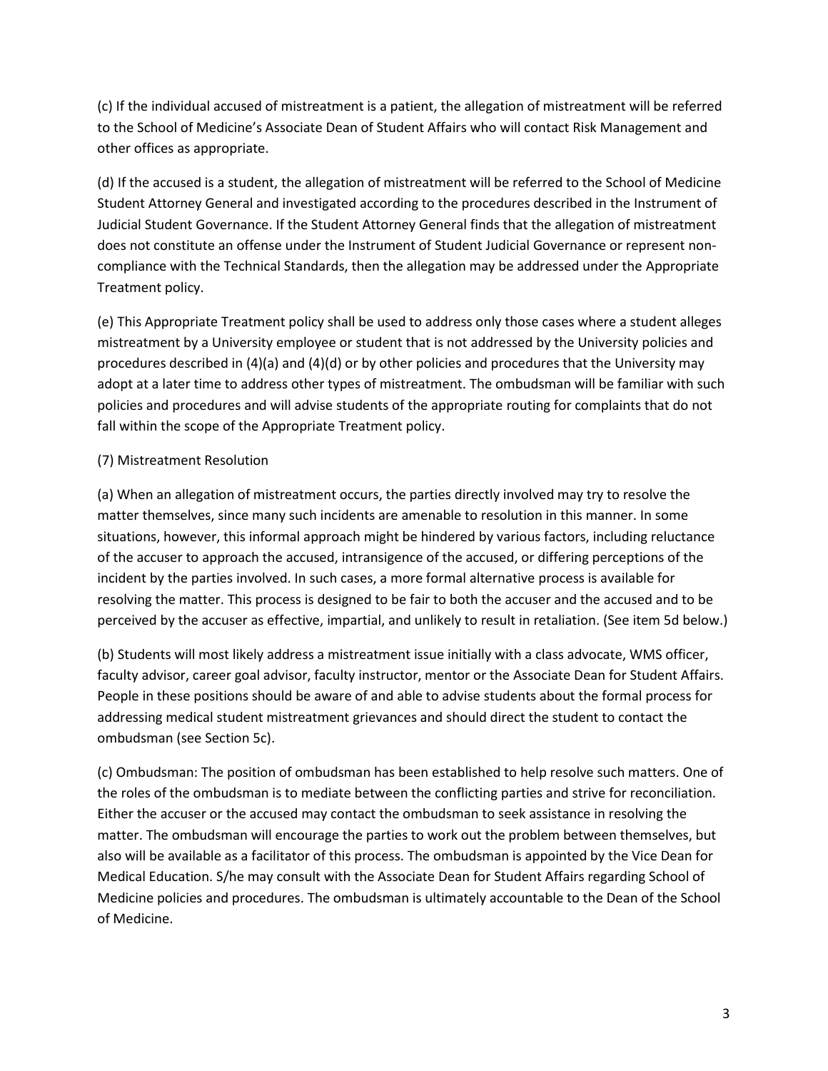(c) If the individual accused of mistreatment is a patient, the allegation of mistreatment will be referred to the School of Medicine's Associate Dean of Student Affairs who will contact Risk Management and other offices as appropriate.

(d) If the accused is a student, the allegation of mistreatment will be referred to the School of Medicine Student Attorney General and investigated according to the procedures described in the Instrument of Judicial Student Governance. If the Student Attorney General finds that the allegation of mistreatment does not constitute an offense under the Instrument of Student Judicial Governance or represent non-compliance with the Technical Standards, then the allegation may be addressed under the Appropriate Treatment policy.

(e) This Appropriate Treatment policy shall be used to address only those cases where a student alleges mistreatment by a University employee or student that is not addressed by the University policies and procedures described in (4)(a) and (4)(d) or by other policies and procedures that the University may adopt at a later time to address other types of mistreatment. The ombudsman will be familiar with such policies and procedures and will advise students of the appropriate routing for complaints that do not fall within the scope of the Appropriate Treatment policy.

(7) Mistreatment Resolution

(a) When an allegation of mistreatment occurs, the parties directly involved may try to resolve the matter themselves, since many such incidents are amenable to resolution in this manner. In some situations, however, this informal approach might be hindered by various factors, including reluctance of the accuser to approach the accused, intransigence of the accused, or differing perceptions of the incident by the parties involved. In such cases, a more formal alternative process is available for resolving the matter. This process is designed to be fair to both the accuser and the accused and to be perceived by the accuser as effective, impartial, and unlikely to result in retaliation. (See item 5d below.)

(b) Students will most likely address a mistreatment issue initially with a class advocate, WMS officer, faculty advisor, career goal advisor, faculty instructor, mentor or the Associate Dean for Student Affairs. People in these positions should be aware of and able to advise students about the formal process for addressing medical student mistreatment grievances and should direct the student to contact the ombudsman (see Section 5c).

(c) Ombudsman: The position of ombudsman has been established to help resolve such matters. One of the roles of the ombudsman is to mediate between the conflicting parties and strive for reconciliation. Either the accuser or the accused may contact the ombudsman to seek assistance in resolving the matter. The ombudsman will encourage the parties to work out the problem between themselves, but also will be available as a facilitator of this process. The ombudsman is appointed by the Vice Dean for Medical Education. S/he may consult with the Associate Dean for Student Affairs regarding School of Medicine policies and procedures. The ombudsman is ultimately accountable to the Dean of the School of Medicine.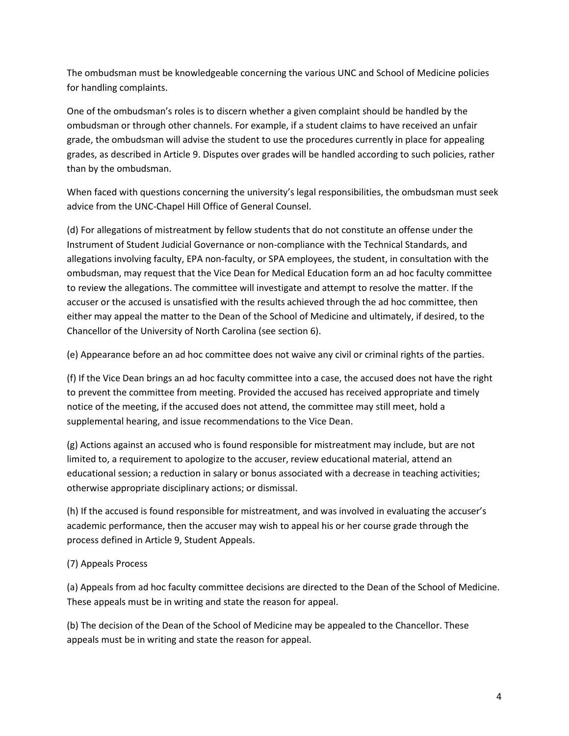The ombudsman must be knowledgeable concerning the various UNC and School of Medicine policies for handling complaints.

One of the ombudsman's roles is to discern whether a given complaint should be handled by the ombudsman or through other channels. For example, if a student claims to have received an unfair grade, the ombudsman will advise the student to use the procedures currently in place for appealing grades, as described in Article 9. Disputes over grades will be handled according to such policies, rather than by the ombudsman.

When faced with questions concerning the university's legal responsibilities, the ombudsman must seek advice from the UNC-Chapel Hill Office of General Counsel.

(d) For allegations of mistreatment by fellow students that do not constitute an offense under the Instrument of Student Judicial Governance or non-compliance with the Technical Standards, and allegations involving faculty, EPA non-faculty, or SPA employees, the student, in consultation with the ombudsman, may request that the Vice Dean for Medical Education form an ad hoc faculty committee to review the allegations. The committee will investigate and attempt to resolve the matter. If the accuser or the accused is unsatisfied with the results achieved through the ad hoc committee, then either may appeal the matter to the Dean of the School of Medicine and ultimately, if desired, to the Chancellor of the University of North Carolina (see section 6).

(e) Appearance before an ad hoc committee does not waive any civil or criminal rights of the parties.

(f) If the Vice Dean brings an ad hoc faculty committee into a case, the accused does not have the right to prevent the committee from meeting. Provided the accused has received appropriate and timely notice of the meeting, if the accused does not attend, the committee may still meet, hold a supplemental hearing, and issue recommendations to the Vice Dean.

(g) Actions against an accused who is found responsible for mistreatment may include, but are not limited to, a requirement to apologize to the accuser, review educational material, attend an educational session; a reduction in salary or bonus associated with a decrease in teaching activities; otherwise appropriate disciplinary actions; or dismissal.

(h) If the accused is found responsible for mistreatment, and was involved in evaluating the accuser's academic performance, then the accuser may wish to appeal his or her course grade through the process defined in Article 9, Student Appeals.

(7) Appeals Process

(a) Appeals from ad hoc faculty committee decisions are directed to the Dean of the School of Medicine. These appeals must be in writing and state the reason for appeal.

(b) The decision of the Dean of the School of Medicine may be appealed to the Chancellor. These appeals must be in writing and state the reason for appeal.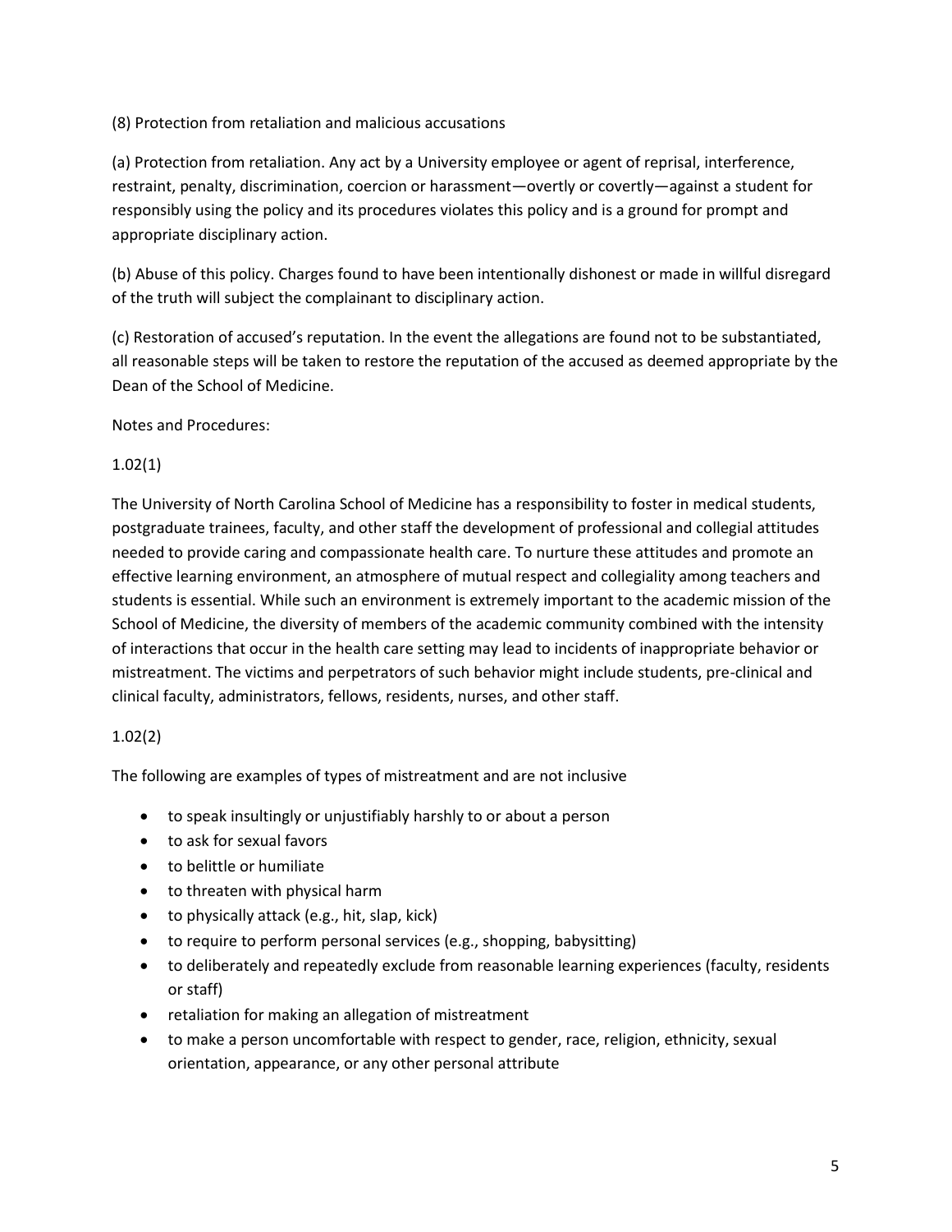(8) Protection from retaliation and malicious accusations

(a) Protection from retaliation. Any act by a University employee or agent of reprisal, interference, restraint, penalty, discrimination, coercion or harassment—overtly or covertly—against a student for responsibly using the policy and its procedures violates this policy and is a ground for prompt and appropriate disciplinary action.

(b) Abuse of this policy. Charges found to have been intentionally dishonest or made in willful disregard of the truth will subject the complainant to disciplinary action.

(c) Restoration of accused's reputation. In the event the allegations are found not to be substantiated, all reasonable steps will be taken to restore the reputation of the accused as deemed appropriate by the Dean of the School of Medicine.

Notes and Procedures:

1.02(1)

The University of North Carolina School of Medicine has a responsibility to foster in medical students, postgraduate trainees, faculty, and other staff the development of professional and collegial attitudes needed to provide caring and compassionate health care. To nurture these attitudes and promote an effective learning environment, an atmosphere of mutual respect and collegiality among teachers and students is essential. While such an environment is extremely important to the academic mission of the School of Medicine, the diversity of members of the academic community combined with the intensity of interactions that occur in the health care setting may lead to incidents of inappropriate behavior or mistreatment. The victims and perpetrators of such behavior might include students, pre-clinical and clinical faculty, administrators, fellows, residents, nurses, and other staff.

1.02(2)

The following are examples of types of mistreatment and are not inclusive

- to speak insultingly or unjustifiably harshly to or about a person
- to ask for sexual favors
- to belittle or humiliate
- to threaten with physical harm
- to physically attack (e.g., hit, slap, kick)
- to require to perform personal services (e.g., shopping, babysitting)
- to deliberately and repeatedly exclude from reasonable learning experiences (faculty, residents or staff)
- retaliation for making an allegation of mistreatment
- to make a person uncomfortable with respect to gender, race, religion, ethnicity, sexual orientation, appearance, or any other personal attribute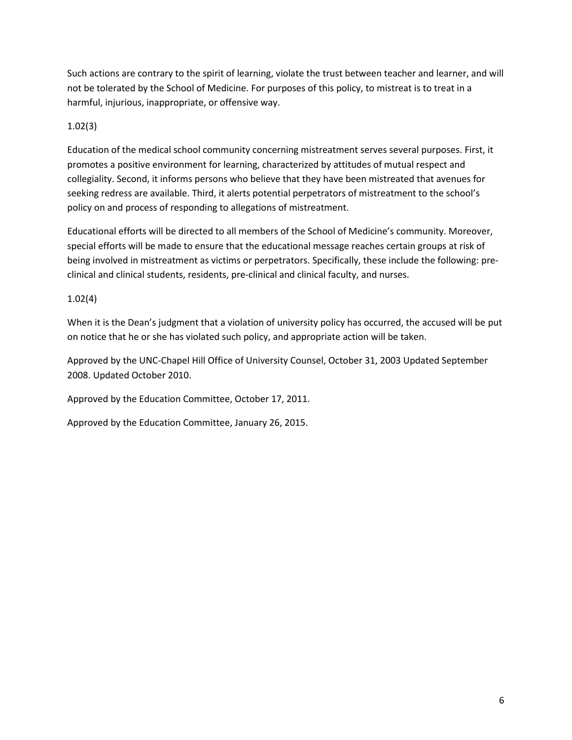Such actions are contrary to the spirit of learning, violate the trust between teacher and learner, and will not be tolerated by the School of Medicine. For purposes of this policy, to mistreat is to treat in a harmful, injurious, inappropriate, or offensive way.

1.02(3)

Education of the medical school community concerning mistreatment serves several purposes. First, it promotes a positive environment for learning, characterized by attitudes of mutual respect and collegiality. Second, it informs persons who believe that they have been mistreated that avenues for seeking redress are available. Third, it alerts potential perpetrators of mistreatment to the school's policy on and process of responding to allegations of mistreatment.

Educational efforts will be directed to all members of the School of Medicine's community. Moreover, special efforts will be made to ensure that the educational message reaches certain groups at risk of being involved in mistreatment as victims or perpetrators. Specifically, these include the following: pre-clinical and clinical students, residents, pre-clinical and clinical faculty, and nurses.

1.02(4)

When it is the Dean's judgment that a violation of university policy has occurred, the accused will be put on notice that he or she has violated such policy, and appropriate action will be taken.

Approved by the UNC-Chapel Hill Office of University Counsel, October 31, 2003 Updated September 2008. Updated October 2010.

Approved by the Education Committee, October 17, 2011.

Approved by the Education Committee, January 26, 2015.